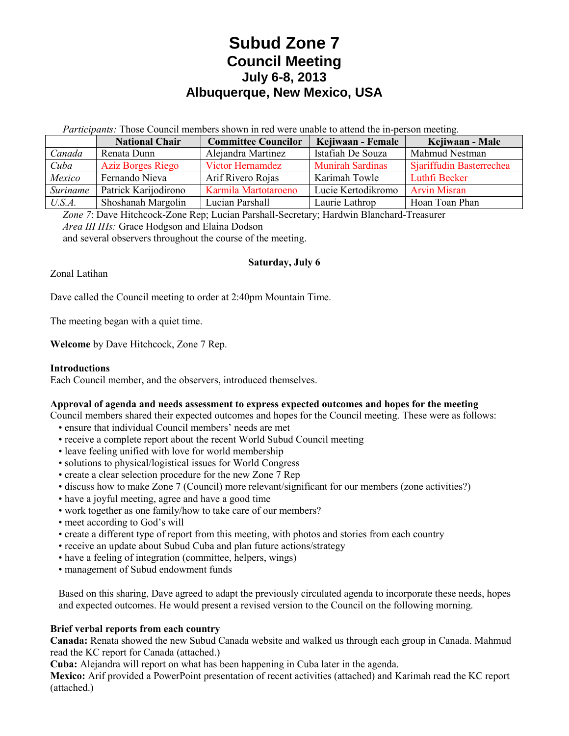# Subud Zone 7
## Council Meeting
### July 6-8, 2013
### Albuquerque, New Mexico, USA

*Participants:* Those Council members shown in red were unable to attend the in-person meeting.

| | National Chair | Committee Councilor | Kejiwaan - Female | Kejiwaan - Male |
|---|---|---|---|---|
| *Canada* | Renata Dunn | Alejandra Martinez | Istafiah De Souza | Mahmud Nestman |
| *Cuba* | Aziz Borges Riego | Victor Hernamdez | Munirah Sardinas | Sjariffudin Basterrechea |
| *Mexico* | Fernando Nieva | Arif Rivero Rojas | Karimah Towle | Luthfi Becker |
| *Suriname* | Patrick Karijodirono | Karmila Martotaroeno | Lucie Kertodikromo | Arvin Misran |
| *U.S.A.* | Shoshanah Margolin | Lucian Parshall | Laurie Lathrop | Hoan Toan Phan |

*Zone 7*: Dave Hitchcock-Zone Rep; Lucian Parshall-Secretary; Hardwin Blanchard-Treasurer
*Area III IHs:* Grace Hodgson and Elaina Dodson
and several observers throughout the course of the meeting.

**Saturday, July 6**

Zonal Latihan

Dave called the Council meeting to order at 2:40pm Mountain Time.

The meeting began with a quiet time.

**Welcome** by Dave Hitchcock, Zone 7 Rep.

**Introductions**
Each Council member, and the observers, introduced themselves.

**Approval of agenda and needs assessment to express expected outcomes and hopes for the meeting**
Council members shared their expected outcomes and hopes for the Council meeting. These were as follows:

- ensure that individual Council members' needs are met
- receive a complete report about the recent World Subud Council meeting
- leave feeling unified with love for world membership
- solutions to physical/logistical issues for World Congress
- create a clear selection procedure for the new Zone 7 Rep
- discuss how to make Zone 7 (Council) more relevant/significant for our members (zone activities?)
- have a joyful meeting, agree and have a good time
- work together as one family/how to take care of our members?
- meet according to God's will
- create a different type of report from this meeting, with photos and stories from each country
- receive an update about Subud Cuba and plan future actions/strategy
- have a feeling of integration (committee, helpers, wings)
- management of Subud endowment funds

Based on this sharing, Dave agreed to adapt the previously circulated agenda to incorporate these needs, hopes and expected outcomes. He would present a revised version to the Council on the following morning.

**Brief verbal reports from each country**
**Canada:** Renata showed the new Subud Canada website and walked us through each group in Canada. Mahmud read the KC report for Canada (attached.)
**Cuba:** Alejandra will report on what has been happening in Cuba later in the agenda.
**Mexico:** Arif provided a PowerPoint presentation of recent activities (attached) and Karimah read the KC report (attached.)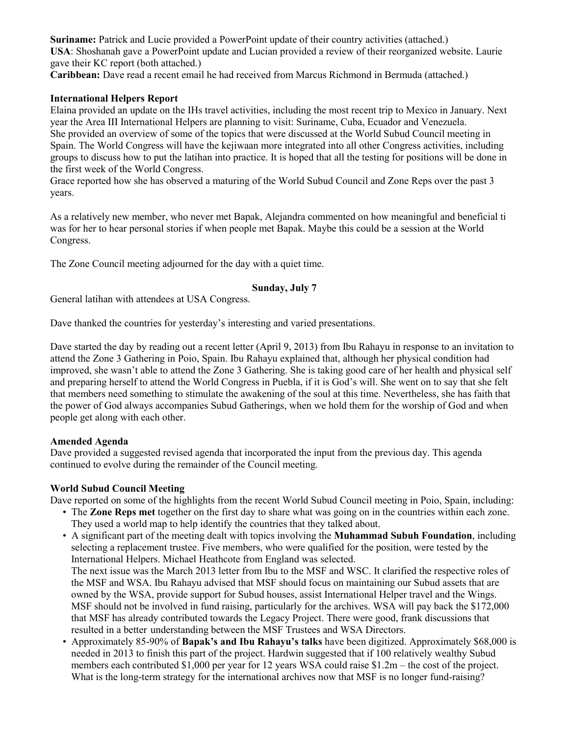**Suriname:** Patrick and Lucie provided a PowerPoint update of their country activities (attached.)
**USA**: Shoshanah gave a PowerPoint update and Lucian provided a review of their reorganized website. Laurie gave their KC report (both attached.)
**Caribbean:** Dave read a recent email he had received from Marcus Richmond in Bermuda (attached.)

**International Helpers Report**

Elaina provided an update on the IHs travel activities, including the most recent trip to Mexico in January. Next year the Area III International Helpers are planning to visit: Suriname, Cuba, Ecuador and Venezuela. She provided an overview of some of the topics that were discussed at the World Subud Council meeting in Spain. The World Congress will have the kejiwaan more integrated into all other Congress activities, including groups to discuss how to put the latihan into practice. It is hoped that all the testing for positions will be done in the first week of the World Congress.
Grace reported how she has observed a maturing of the World Subud Council and Zone Reps over the past 3 years.

As a relatively new member, who never met Bapak, Alejandra commented on how meaningful and beneficial ti was for her to hear personal stories if when people met Bapak. Maybe this could be a session at the World Congress.

The Zone Council meeting adjourned for the day with a quiet time.

**Sunday, July 7**

General latihan with attendees at USA Congress.

Dave thanked the countries for yesterday's interesting and varied presentations.

Dave started the day by reading out a recent letter (April 9, 2013) from Ibu Rahayu in response to an invitation to attend the Zone 3 Gathering in Poio, Spain. Ibu Rahayu explained that, although her physical condition had improved, she wasn't able to attend the Zone 3 Gathering. She is taking good care of her health and physical self and preparing herself to attend the World Congress in Puebla, if it is God's will. She went on to say that she felt that members need something to stimulate the awakening of the soul at this time. Nevertheless, she has faith that the power of God always accompanies Subud Gatherings, when we hold them for the worship of God and when people get along with each other.

**Amended Agenda**

Dave provided a suggested revised agenda that incorporated the input from the previous day. This agenda continued to evolve during the remainder of the Council meeting.

**World Subud Council Meeting**

Dave reported on some of the highlights from the recent World Subud Council meeting in Poio, Spain, including:

- The **Zone Reps met** together on the first day to share what was going on in the countries within each zone. They used a world map to help identify the countries that they talked about.
- A significant part of the meeting dealt with topics involving the **Muhammad Subuh Foundation**, including selecting a replacement trustee. Five members, who were qualified for the position, were tested by the International Helpers. Michael Heathcote from England was selected.
  The next issue was the March 2013 letter from Ibu to the MSF and WSC. It clarified the respective roles of the MSF and WSA. Ibu Rahayu advised that MSF should focus on maintaining our Subud assets that are owned by the WSA, provide support for Subud houses, assist International Helper travel and the Wings. MSF should not be involved in fund raising, particularly for the archives. WSA will pay back the $172,000 that MSF has already contributed towards the Legacy Project. There were good, frank discussions that resulted in a better understanding between the MSF Trustees and WSA Directors.
- Approximately 85-90% of **Bapak's and Ibu Rahayu's talks** have been digitized. Approximately $68,000 is needed in 2013 to finish this part of the project. Hardwin suggested that if 100 relatively wealthy Subud members each contributed $1,000 per year for 12 years WSA could raise $1.2m – the cost of the project. What is the long-term strategy for the international archives now that MSF is no longer fund-raising?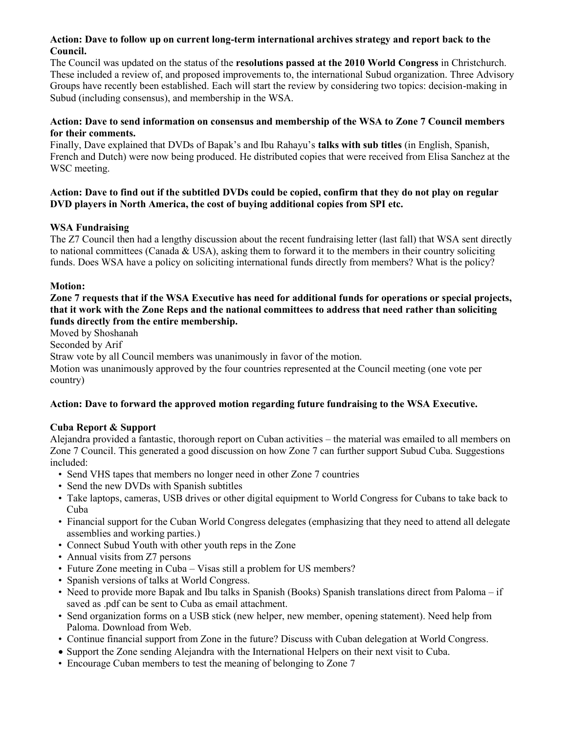**Action: Dave to follow up on current long-term international archives strategy and report back to the Council.**

The Council was updated on the status of the **resolutions passed at the 2010 World Congress** in Christchurch. These included a review of, and proposed improvements to, the international Subud organization. Three Advisory Groups have recently been established. Each will start the review by considering two topics: decision-making in Subud (including consensus), and membership in the WSA.

**Action: Dave to send information on consensus and membership of the WSA to Zone 7 Council members for their comments.**

Finally, Dave explained that DVDs of Bapak's and Ibu Rahayu's **talks with sub titles** (in English, Spanish, French and Dutch) were now being produced. He distributed copies that were received from Elisa Sanchez at the WSC meeting.

**Action: Dave to find out if the subtitled DVDs could be copied, confirm that they do not play on regular DVD players in North America, the cost of buying additional copies from SPI etc.**

**WSA Fundraising**

The Z7 Council then had a lengthy discussion about the recent fundraising letter (last fall) that WSA sent directly to national committees (Canada & USA), asking them to forward it to the members in their country soliciting funds. Does WSA have a policy on soliciting international funds directly from members? What is the policy?

**Motion:**

**Zone 7 requests that if the WSA Executive has need for additional funds for operations or special projects, that it work with the Zone Reps and the national committees to address that need rather than soliciting funds directly from the entire membership.**

Moved by Shoshanah

Seconded by Arif

Straw vote by all Council members was unanimously in favor of the motion.

Motion was unanimously approved by the four countries represented at the Council meeting (one vote per country)

**Action: Dave to forward the approved motion regarding future fundraising to the WSA Executive.**

**Cuba Report & Support**

Alejandra provided a fantastic, thorough report on Cuban activities – the material was emailed to all members on Zone 7 Council. This generated a good discussion on how Zone 7 can further support Subud Cuba. Suggestions included:

- Send VHS tapes that members no longer need in other Zone 7 countries
- Send the new DVDs with Spanish subtitles
- Take laptops, cameras, USB drives or other digital equipment to World Congress for Cubans to take back to Cuba
- Financial support for the Cuban World Congress delegates (emphasizing that they need to attend all delegate assemblies and working parties.)
- Connect Subud Youth with other youth reps in the Zone
- Annual visits from Z7 persons
- Future Zone meeting in Cuba – Visas still a problem for US members?
- Spanish versions of talks at World Congress.
- Need to provide more Bapak and Ibu talks in Spanish (Books) Spanish translations direct from Paloma – if saved as .pdf can be sent to Cuba as email attachment.
- Send organization forms on a USB stick (new helper, new member, opening statement). Need help from Paloma. Download from Web.
- Continue financial support from Zone in the future? Discuss with Cuban delegation at World Congress.
- Support the Zone sending Alejandra with the International Helpers on their next visit to Cuba.
- Encourage Cuban members to test the meaning of belonging to Zone 7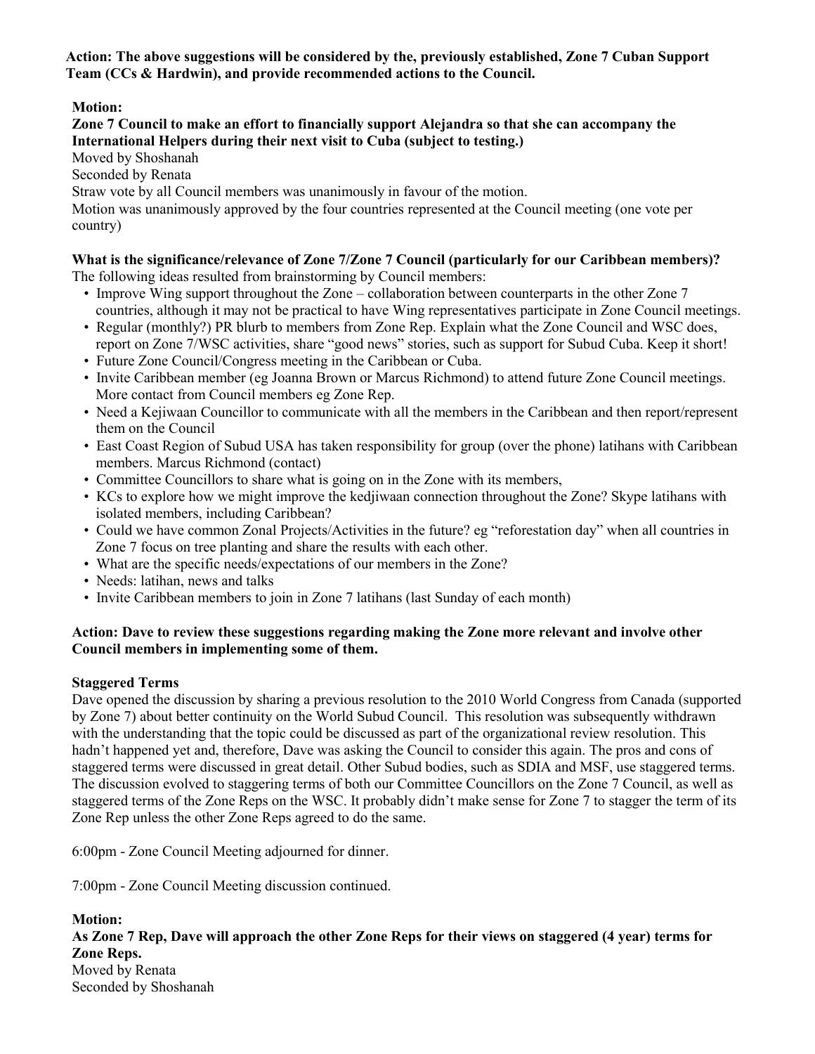**Action: The above suggestions will be considered by the, previously established, Zone 7 Cuban Support Team (CCs & Hardwin), and provide recommended actions to the Council.**

**Motion:**

**Zone 7 Council to make an effort to financially support Alejandra so that she can accompany the International Helpers during their next visit to Cuba (subject to testing.)**

Moved by Shoshanah

Seconded by Renata

Straw vote by all Council members was unanimously in favour of the motion.

Motion was unanimously approved by the four countries represented at the Council meeting (one vote per country)

**What is the significance/relevance of Zone 7/Zone 7 Council (particularly for our Caribbean members)?**

The following ideas resulted from brainstorming by Council members:

- Improve Wing support throughout the Zone – collaboration between counterparts in the other Zone 7 countries, although it may not be practical to have Wing representatives participate in Zone Council meetings.
- Regular (monthly?) PR blurb to members from Zone Rep. Explain what the Zone Council and WSC does, report on Zone 7/WSC activities, share "good news" stories, such as support for Subud Cuba. Keep it short!
- Future Zone Council/Congress meeting in the Caribbean or Cuba.
- Invite Caribbean member (eg Joanna Brown or Marcus Richmond) to attend future Zone Council meetings. More contact from Council members eg Zone Rep.
- Need a Kejiwaan Councillor to communicate with all the members in the Caribbean and then report/represent them on the Council
- East Coast Region of Subud USA has taken responsibility for group (over the phone) latihans with Caribbean members. Marcus Richmond (contact)
- Committee Councillors to share what is going on in the Zone with its members,
- KCs to explore how we might improve the kedjiwaan connection throughout the Zone? Skype latihans with isolated members, including Caribbean?
- Could we have common Zonal Projects/Activities in the future? eg "reforestation day" when all countries in Zone 7 focus on tree planting and share the results with each other.
- What are the specific needs/expectations of our members in the Zone?
- Needs: latihan, news and talks
- Invite Caribbean members to join in Zone 7 latihans (last Sunday of each month)

**Action: Dave to review these suggestions regarding making the Zone more relevant and involve other Council members in implementing some of them.**

**Staggered Terms**

Dave opened the discussion by sharing a previous resolution to the 2010 World Congress from Canada (supported by Zone 7) about better continuity on the World Subud Council. This resolution was subsequently withdrawn with the understanding that the topic could be discussed as part of the organizational review resolution. This hadn't happened yet and, therefore, Dave was asking the Council to consider this again. The pros and cons of staggered terms were discussed in great detail. Other Subud bodies, such as SDIA and MSF, use staggered terms. The discussion evolved to staggering terms of both our Committee Councillors on the Zone 7 Council, as well as staggered terms of the Zone Reps on the WSC. It probably didn't make sense for Zone 7 to stagger the term of its Zone Rep unless the other Zone Reps agreed to do the same.

6:00pm - Zone Council Meeting adjourned for dinner.

7:00pm - Zone Council Meeting discussion continued.

**Motion:**

**As Zone 7 Rep, Dave will approach the other Zone Reps for their views on staggered (4 year) terms for Zone Reps.**

Moved by Renata

Seconded by Shoshanah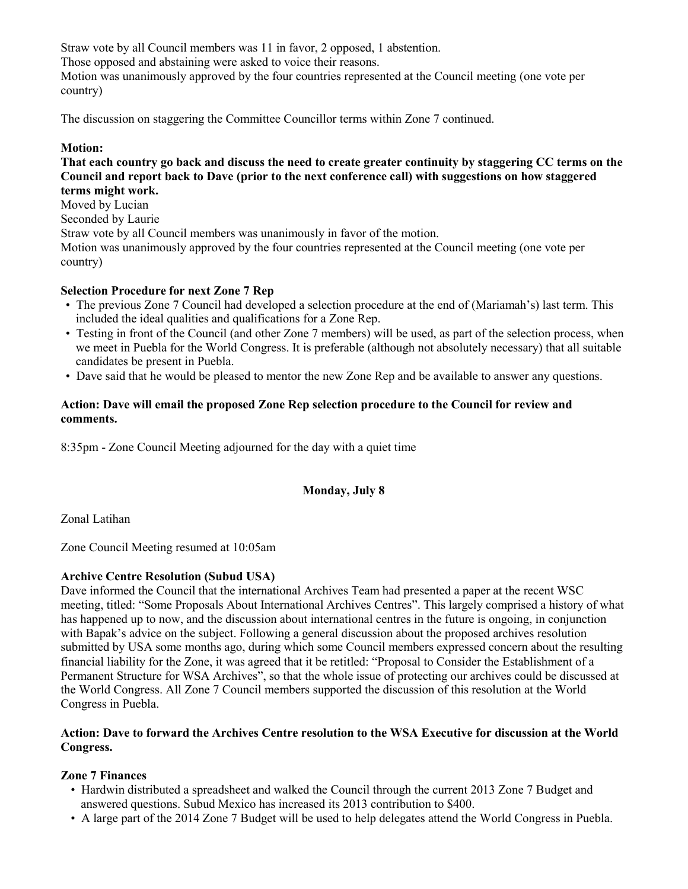Straw vote by all Council members was 11 in favor, 2 opposed, 1 abstention.
Those opposed and abstaining were asked to voice their reasons.
Motion was unanimously approved by the four countries represented at the Council meeting (one vote per country)

The discussion on staggering the Committee Councillor terms within Zone 7 continued.

**Motion:**
**That each country go back and discuss the need to create greater continuity by staggering CC terms on the Council and report back to Dave (prior to the next conference call) with suggestions on how staggered terms might work.**
Moved by Lucian
Seconded by Laurie
Straw vote by all Council members was unanimously in favor of the motion.
Motion was unanimously approved by the four countries represented at the Council meeting (one vote per country)

**Selection Procedure for next Zone 7 Rep**

- The previous Zone 7 Council had developed a selection procedure at the end of (Mariamah's) last term. This included the ideal qualities and qualifications for a Zone Rep.
- Testing in front of the Council (and other Zone 7 members) will be used, as part of the selection process, when we meet in Puebla for the World Congress. It is preferable (although not absolutely necessary) that all suitable candidates be present in Puebla.
- Dave said that he would be pleased to mentor the new Zone Rep and be available to answer any questions.

**Action: Dave will email the proposed Zone Rep selection procedure to the Council for review and comments.**

8:35pm - Zone Council Meeting adjourned for the day with a quiet time

**Monday, July 8**

Zonal Latihan

Zone Council Meeting resumed at 10:05am

**Archive Centre Resolution (Subud USA)**
Dave informed the Council that the international Archives Team had presented a paper at the recent WSC meeting, titled: "Some Proposals About International Archives Centres". This largely comprised a history of what has happened up to now, and the discussion about international centres in the future is ongoing, in conjunction with Bapak's advice on the subject. Following a general discussion about the proposed archives resolution submitted by USA some months ago, during which some Council members expressed concern about the resulting financial liability for the Zone, it was agreed that it be retitled: "Proposal to Consider the Establishment of a Permanent Structure for WSA Archives", so that the whole issue of protecting our archives could be discussed at the World Congress. All Zone 7 Council members supported the discussion of this resolution at the World Congress in Puebla.

**Action: Dave to forward the Archives Centre resolution to the WSA Executive for discussion at the World Congress.**

**Zone 7 Finances**

- Hardwin distributed a spreadsheet and walked the Council through the current 2013 Zone 7 Budget and answered questions. Subud Mexico has increased its 2013 contribution to $400.
- A large part of the 2014 Zone 7 Budget will be used to help delegates attend the World Congress in Puebla.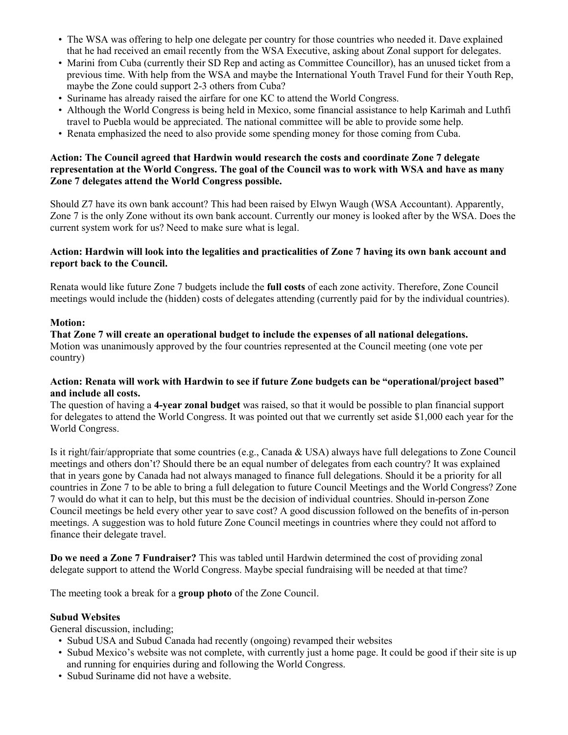- The WSA was offering to help one delegate per country for those countries who needed it. Dave explained that he had received an email recently from the WSA Executive, asking about Zonal support for delegates.
- Marini from Cuba (currently their SD Rep and acting as Committee Councillor), has an unused ticket from a previous time. With help from the WSA and maybe the International Youth Travel Fund for their Youth Rep, maybe the Zone could support 2-3 others from Cuba?
- Suriname has already raised the airfare for one KC to attend the World Congress.
- Although the World Congress is being held in Mexico, some financial assistance to help Karimah and Luthfi travel to Puebla would be appreciated. The national committee will be able to provide some help.
- Renata emphasized the need to also provide some spending money for those coming from Cuba.

**Action: The Council agreed that Hardwin would research the costs and coordinate Zone 7 delegate representation at the World Congress. The goal of the Council was to work with WSA and have as many Zone 7 delegates attend the World Congress possible.**

Should Z7 have its own bank account? This had been raised by Elwyn Waugh (WSA Accountant). Apparently, Zone 7 is the only Zone without its own bank account. Currently our money is looked after by the WSA. Does the current system work for us? Need to make sure what is legal.

**Action: Hardwin will look into the legalities and practicalities of Zone 7 having its own bank account and report back to the Council.**

Renata would like future Zone 7 budgets include the **full costs** of each zone activity. Therefore, Zone Council meetings would include the (hidden) costs of delegates attending (currently paid for by the individual countries).

**Motion:**

**That Zone 7 will create an operational budget to include the expenses of all national delegations.**
Motion was unanimously approved by the four countries represented at the Council meeting (one vote per country)

**Action: Renata will work with Hardwin to see if future Zone budgets can be "operational/project based" and include all costs.**
The question of having a **4-year zonal budget** was raised, so that it would be possible to plan financial support for delegates to attend the World Congress. It was pointed out that we currently set aside $1,000 each year for the World Congress.

Is it right/fair/appropriate that some countries (e.g., Canada & USA) always have full delegations to Zone Council meetings and others don't? Should there be an equal number of delegates from each country? It was explained that in years gone by Canada had not always managed to finance full delegations. Should it be a priority for all countries in Zone 7 to be able to bring a full delegation to future Council Meetings and the World Congress? Zone 7 would do what it can to help, but this must be the decision of individual countries. Should in-person Zone Council meetings be held every other year to save cost? A good discussion followed on the benefits of in-person meetings. A suggestion was to hold future Zone Council meetings in countries where they could not afford to finance their delegate travel.

**Do we need a Zone 7 Fundraiser?** This was tabled until Hardwin determined the cost of providing zonal delegate support to attend the World Congress. Maybe special fundraising will be needed at that time?

The meeting took a break for a **group photo** of the Zone Council.

**Subud Websites**

General discussion, including;

- Subud USA and Subud Canada had recently (ongoing) revamped their websites
- Subud Mexico's website was not complete, with currently just a home page. It could be good if their site is up and running for enquiries during and following the World Congress.
- Subud Suriname did not have a website.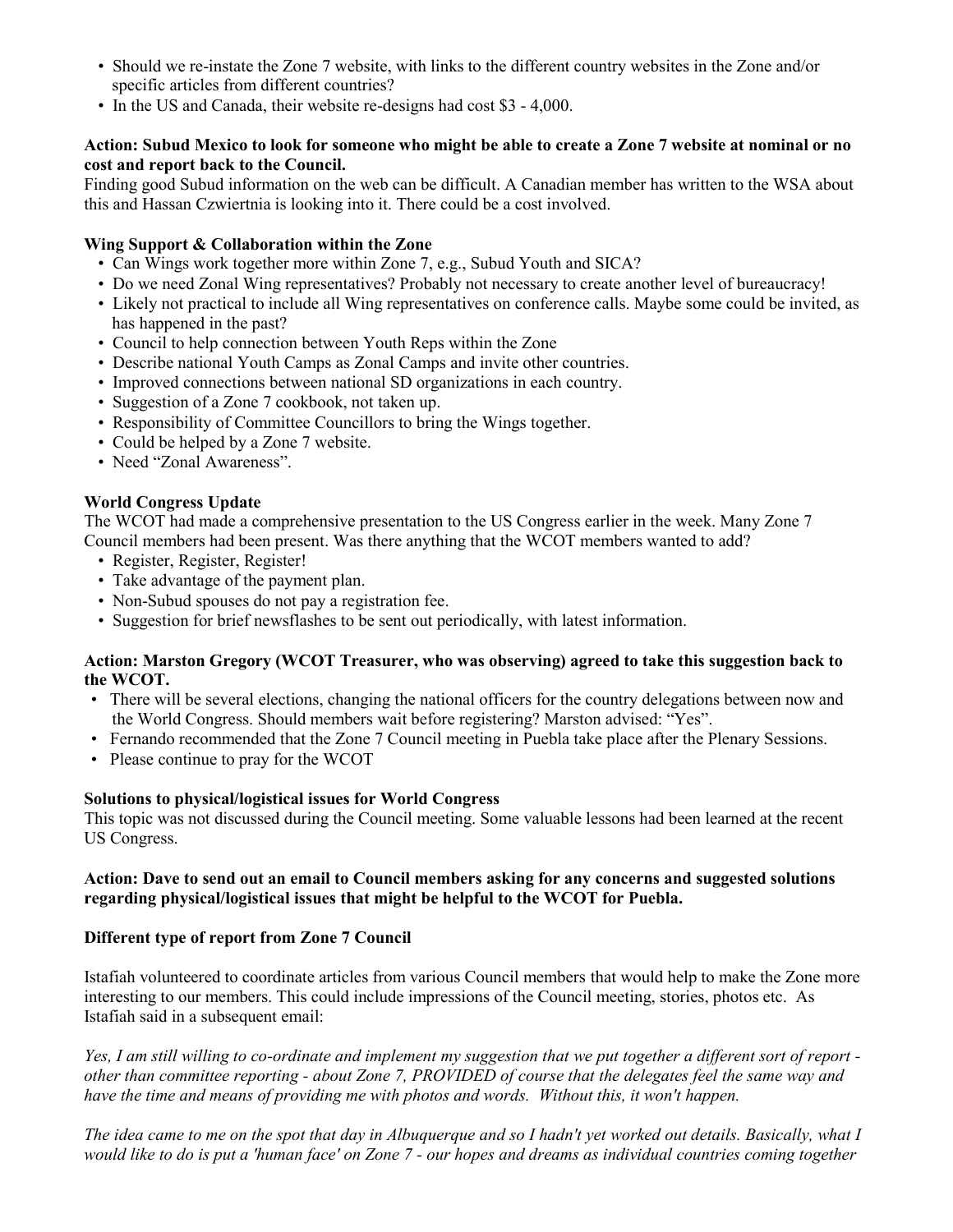- Should we re-instate the Zone 7 website, with links to the different country websites in the Zone and/or specific articles from different countries?
- In the US and Canada, their website re-designs had cost $3 - 4,000.

**Action: Subud Mexico to look for someone who might be able to create a Zone 7 website at nominal or no cost and report back to the Council.**
Finding good Subud information on the web can be difficult. A Canadian member has written to the WSA about this and Hassan Czwiertnia is looking into it. There could be a cost involved.

**Wing Support & Collaboration within the Zone**

- Can Wings work together more within Zone 7, e.g., Subud Youth and SICA?
- Do we need Zonal Wing representatives? Probably not necessary to create another level of bureaucracy!
- Likely not practical to include all Wing representatives on conference calls. Maybe some could be invited, as has happened in the past?
- Council to help connection between Youth Reps within the Zone
- Describe national Youth Camps as Zonal Camps and invite other countries.
- Improved connections between national SD organizations in each country.
- Suggestion of a Zone 7 cookbook, not taken up.
- Responsibility of Committee Councillors to bring the Wings together.
- Could be helped by a Zone 7 website.
- Need "Zonal Awareness".

**World Congress Update**
The WCOT had made a comprehensive presentation to the US Congress earlier in the week. Many Zone 7 Council members had been present. Was there anything that the WCOT members wanted to add?

- Register, Register, Register!
- Take advantage of the payment plan.
- Non-Subud spouses do not pay a registration fee.
- Suggestion for brief newsflashes to be sent out periodically, with latest information.

**Action: Marston Gregory (WCOT Treasurer, who was observing) agreed to take this suggestion back to the WCOT.**

- There will be several elections, changing the national officers for the country delegations between now and the World Congress. Should members wait before registering? Marston advised: "Yes".
- Fernando recommended that the Zone 7 Council meeting in Puebla take place after the Plenary Sessions.
- Please continue to pray for the WCOT

**Solutions to physical/logistical issues for World Congress**
This topic was not discussed during the Council meeting. Some valuable lessons had been learned at the recent US Congress.

**Action: Dave to send out an email to Council members asking for any concerns and suggested solutions regarding physical/logistical issues that might be helpful to the WCOT for Puebla.**

**Different type of report from Zone 7 Council**

Istafiah volunteered to coordinate articles from various Council members that would help to make the Zone more interesting to our members. This could include impressions of the Council meeting, stories, photos etc. As Istafiah said in a subsequent email:

*Yes, I am still willing to co-ordinate and implement my suggestion that we put together a different sort of report - other than committee reporting - about Zone 7, PROVIDED of course that the delegates feel the same way and have the time and means of providing me with photos and words. Without this, it won't happen.*

*The idea came to me on the spot that day in Albuquerque and so I hadn't yet worked out details. Basically, what I would like to do is put a 'human face' on Zone 7 - our hopes and dreams as individual countries coming together*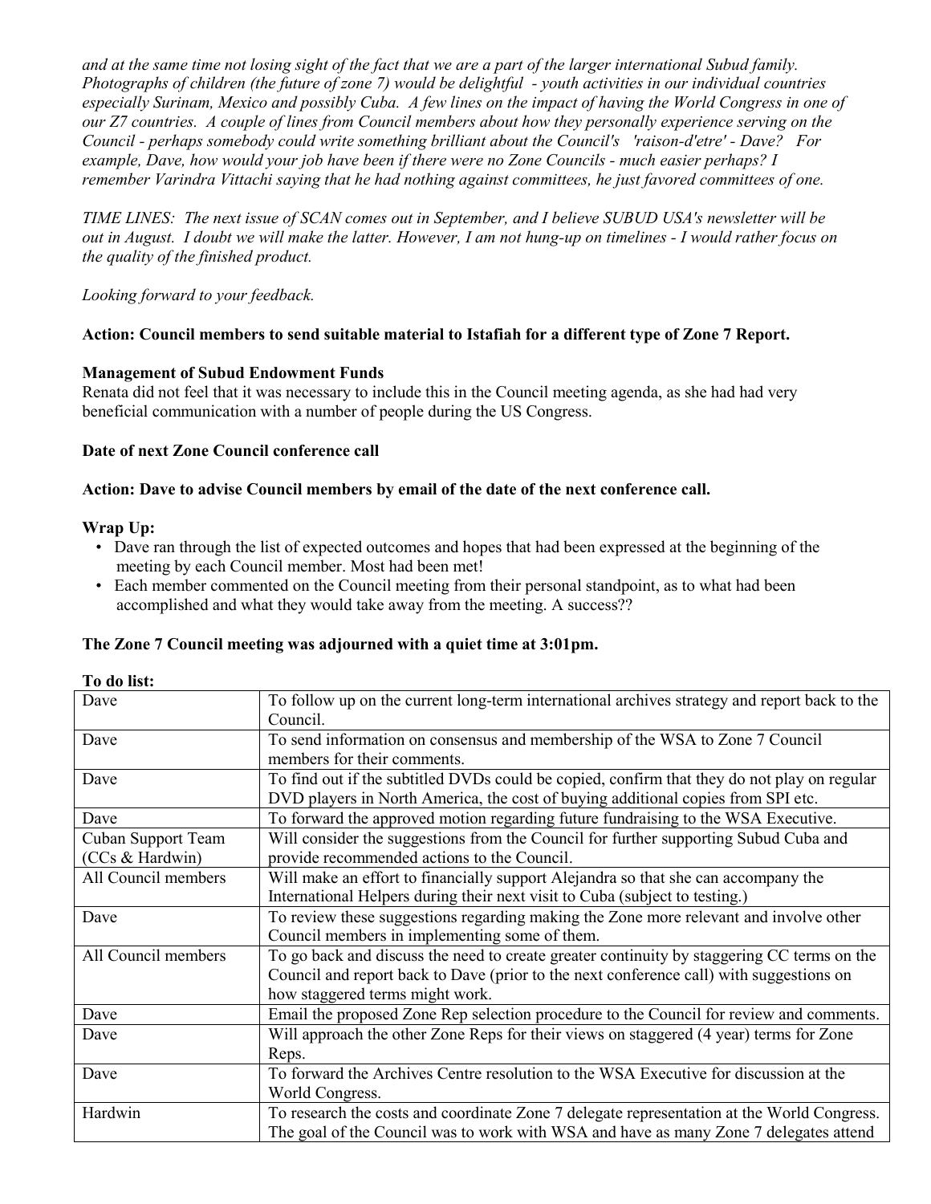*and at the same time not losing sight of the fact that we are a part of the larger international Subud family. Photographs of children (the future of zone 7) would be delightful - youth activities in our individual countries especially Surinam, Mexico and possibly Cuba. A few lines on the impact of having the World Congress in one of our Z7 countries. A couple of lines from Council members about how they personally experience serving on the Council - perhaps somebody could write something brilliant about the Council's 'raison-d'etre' - Dave? For example, Dave, how would your job have been if there were no Zone Councils - much easier perhaps? I remember Varindra Vittachi saying that he had nothing against committees, he just favored committees of one.*

*TIME LINES: The next issue of SCAN comes out in September, and I believe SUBUD USA's newsletter will be out in August. I doubt we will make the latter. However, I am not hung-up on timelines - I would rather focus on the quality of the finished product.*

*Looking forward to your feedback.*

**Action: Council members to send suitable material to Istafiah for a different type of Zone 7 Report.**

**Management of Subud Endowment Funds**

Renata did not feel that it was necessary to include this in the Council meeting agenda, as she had had very beneficial communication with a number of people during the US Congress.

**Date of next Zone Council conference call**

**Action: Dave to advise Council members by email of the date of the next conference call.**

**Wrap Up:**

- Dave ran through the list of expected outcomes and hopes that had been expressed at the beginning of the meeting by each Council member. Most had been met!
- Each member commented on the Council meeting from their personal standpoint, as to what had been accomplished and what they would take away from the meeting. A success??

**The Zone 7 Council meeting was adjourned with a quiet time at 3:01pm.**

**To do list:**

| | |
|---|---|
| Dave | To follow up on the current long-term international archives strategy and report back to the Council. |
| Dave | To send information on consensus and membership of the WSA to Zone 7 Council members for their comments. |
| Dave | To find out if the subtitled DVDs could be copied, confirm that they do not play on regular DVD players in North America, the cost of buying additional copies from SPI etc. |
| Dave | To forward the approved motion regarding future fundraising to the WSA Executive. |
| Cuban Support Team (CCs & Hardwin) | Will consider the suggestions from the Council for further supporting Subud Cuba and provide recommended actions to the Council. |
| All Council members | Will make an effort to financially support Alejandra so that she can accompany the International Helpers during their next visit to Cuba (subject to testing.) |
| Dave | To review these suggestions regarding making the Zone more relevant and involve other Council members in implementing some of them. |
| All Council members | To go back and discuss the need to create greater continuity by staggering CC terms on the Council and report back to Dave (prior to the next conference call) with suggestions on how staggered terms might work. |
| Dave | Email the proposed Zone Rep selection procedure to the Council for review and comments. |
| Dave | Will approach the other Zone Reps for their views on staggered (4 year) terms for Zone Reps. |
| Dave | To forward the Archives Centre resolution to the WSA Executive for discussion at the World Congress. |
| Hardwin | To research the costs and coordinate Zone 7 delegate representation at the World Congress. The goal of the Council was to work with WSA and have as many Zone 7 delegates attend |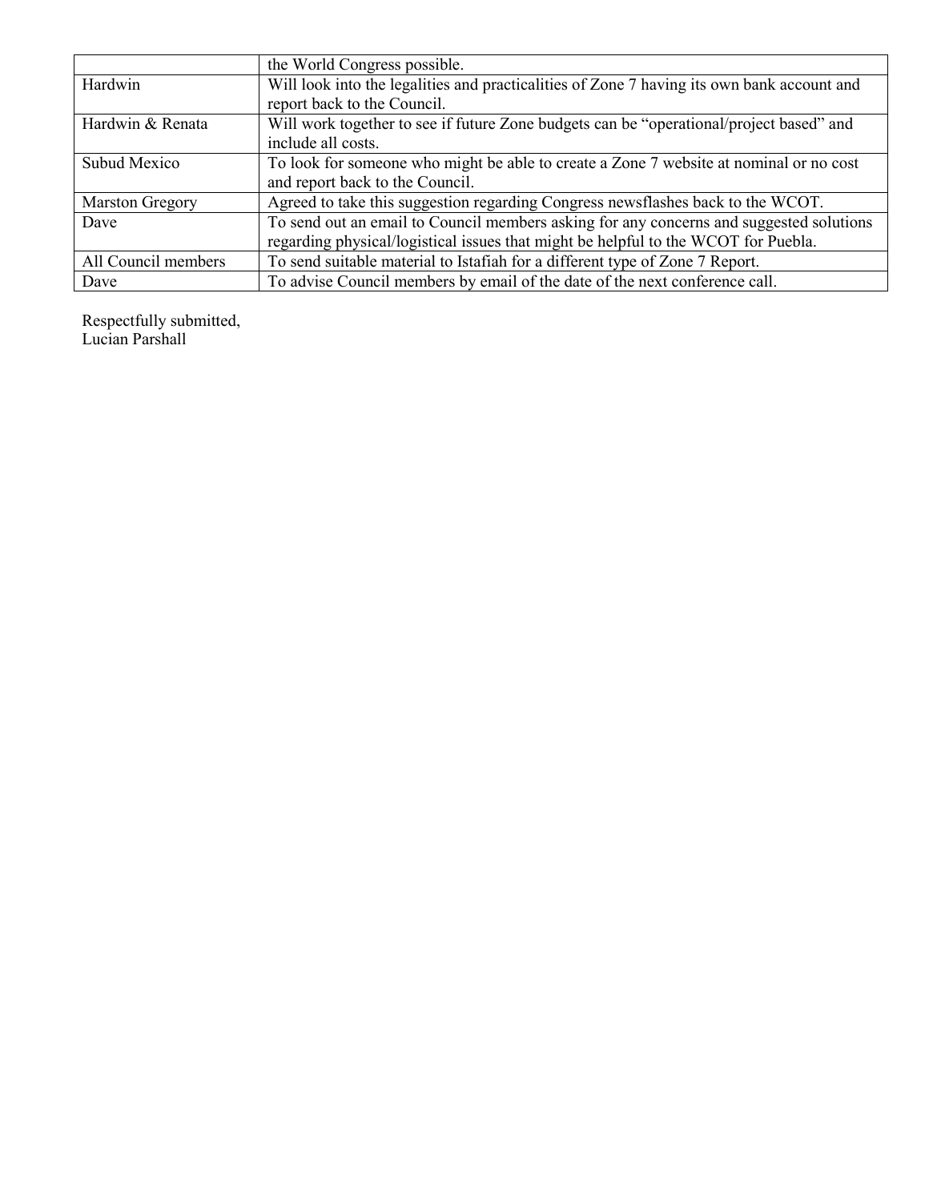| | |
|---|---|
| | the World Congress possible. |
| Hardwin | Will look into the legalities and practicalities of Zone 7 having its own bank account and report back to the Council. |
| Hardwin & Renata | Will work together to see if future Zone budgets can be "operational/project based" and include all costs. |
| Subud Mexico | To look for someone who might be able to create a Zone 7 website at nominal or no cost and report back to the Council. |
| Marston Gregory | Agreed to take this suggestion regarding Congress newsflashes back to the WCOT. |
| Dave | To send out an email to Council members asking for any concerns and suggested solutions regarding physical/logistical issues that might be helpful to the WCOT for Puebla. |
| All Council members | To send suitable material to Istafiah for a different type of Zone 7 Report. |
| Dave | To advise Council members by email of the date of the next conference call. |

Respectfully submitted,
Lucian Parshall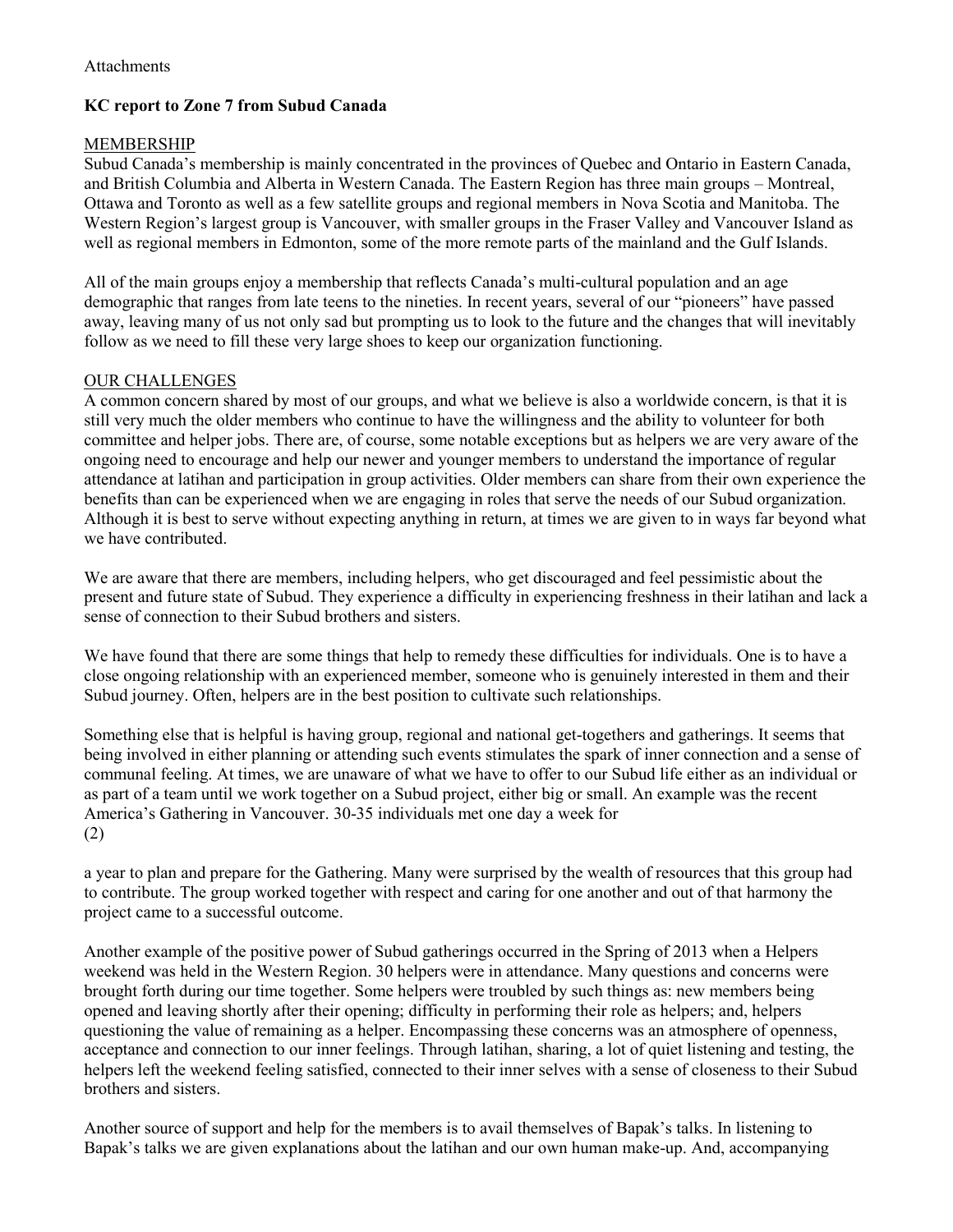Attachments

**KC report to Zone 7 from Subud Canada**

MEMBERSHIP

Subud Canada's membership is mainly concentrated in the provinces of Quebec and Ontario in Eastern Canada, and British Columbia and Alberta in Western Canada. The Eastern Region has three main groups – Montreal, Ottawa and Toronto as well as a few satellite groups and regional members in Nova Scotia and Manitoba. The Western Region's largest group is Vancouver, with smaller groups in the Fraser Valley and Vancouver Island as well as regional members in Edmonton, some of the more remote parts of the mainland and the Gulf Islands.

All of the main groups enjoy a membership that reflects Canada's multi-cultural population and an age demographic that ranges from late teens to the nineties. In recent years, several of our "pioneers" have passed away, leaving many of us not only sad but prompting us to look to the future and the changes that will inevitably follow as we need to fill these very large shoes to keep our organization functioning.

OUR CHALLENGES

A common concern shared by most of our groups, and what we believe is also a worldwide concern, is that it is still very much the older members who continue to have the willingness and the ability to volunteer for both committee and helper jobs. There are, of course, some notable exceptions but as helpers we are very aware of the ongoing need to encourage and help our newer and younger members to understand the importance of regular attendance at latihan and participation in group activities. Older members can share from their own experience the benefits than can be experienced when we are engaging in roles that serve the needs of our Subud organization. Although it is best to serve without expecting anything in return, at times we are given to in ways far beyond what we have contributed.

We are aware that there are members, including helpers, who get discouraged and feel pessimistic about the present and future state of Subud. They experience a difficulty in experiencing freshness in their latihan and lack a sense of connection to their Subud brothers and sisters.

We have found that there are some things that help to remedy these difficulties for individuals. One is to have a close ongoing relationship with an experienced member, someone who is genuinely interested in them and their Subud journey. Often, helpers are in the best position to cultivate such relationships.

Something else that is helpful is having group, regional and national get-togethers and gatherings. It seems that being involved in either planning or attending such events stimulates the spark of inner connection and a sense of communal feeling. At times, we are unaware of what we have to offer to our Subud life either as an individual or as part of a team until we work together on a Subud project, either big or small. An example was the recent America's Gathering in Vancouver. 30-35 individuals met one day a week for

(2)

a year to plan and prepare for the Gathering. Many were surprised by the wealth of resources that this group had to contribute. The group worked together with respect and caring for one another and out of that harmony the project came to a successful outcome.

Another example of the positive power of Subud gatherings occurred in the Spring of 2013 when a Helpers weekend was held in the Western Region. 30 helpers were in attendance. Many questions and concerns were brought forth during our time together. Some helpers were troubled by such things as: new members being opened and leaving shortly after their opening; difficulty in performing their role as helpers; and, helpers questioning the value of remaining as a helper. Encompassing these concerns was an atmosphere of openness, acceptance and connection to our inner feelings. Through latihan, sharing, a lot of quiet listening and testing, the helpers left the weekend feeling satisfied, connected to their inner selves with a sense of closeness to their Subud brothers and sisters.

Another source of support and help for the members is to avail themselves of Bapak's talks. In listening to Bapak's talks we are given explanations about the latihan and our own human make-up. And, accompanying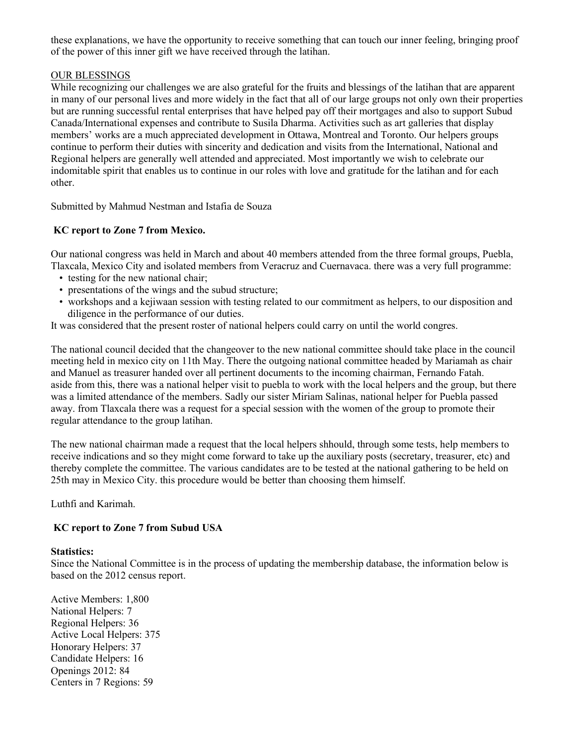these explanations, we have the opportunity to receive something that can touch our inner feeling, bringing proof of the power of this inner gift we have received through the latihan.

OUR BLESSINGS

While recognizing our challenges we are also grateful for the fruits and blessings of the latihan that are apparent in many of our personal lives and more widely in the fact that all of our large groups not only own their properties but are running successful rental enterprises that have helped pay off their mortgages and also to support Subud Canada/International expenses and contribute to Susila Dharma. Activities such as art galleries that display members' works are a much appreciated development in Ottawa, Montreal and Toronto. Our helpers groups continue to perform their duties with sincerity and dedication and visits from the International, National and Regional helpers are generally well attended and appreciated. Most importantly we wish to celebrate our indomitable spirit that enables us to continue in our roles with love and gratitude for the latihan and for each other.

Submitted by Mahmud Nestman and Istafia de Souza

**KC report to Zone 7 from Mexico.**

Our national congress was held in March and about 40 members attended from the three formal groups, Puebla, Tlaxcala, Mexico City and isolated members from Veracruz and Cuernavaca. there was a very full programme:

- testing for the new national chair;
- presentations of the wings and the subud structure;
- workshops and a kejiwaan session with testing related to our commitment as helpers, to our disposition and diligence in the performance of our duties.

It was considered that the present roster of national helpers could carry on until the world congres.

The national council decided that the changeover to the new national committee should take place in the council meeting held in mexico city on 11th May. There the outgoing national committee headed by Mariamah as chair and Manuel as treasurer handed over all pertinent documents to the incoming chairman, Fernando Fatah. aside from this, there was a national helper visit to puebla to work with the local helpers and the group, but there was a limited attendance of the members. Sadly our sister Miriam Salinas, national helper for Puebla passed away. from Tlaxcala there was a request for a special session with the women of the group to promote their regular attendance to the group latihan.

The new national chairman made a request that the local helpers shhould, through some tests, help members to receive indications and so they might come forward to take up the auxiliary posts (secretary, treasurer, etc) and thereby complete the committee. The various candidates are to be tested at the national gathering to be held on 25th may in Mexico City. this procedure would be better than choosing them himself.

Luthfi and Karimah.

**KC report to Zone 7 from Subud USA**

**Statistics:**

Since the National Committee is in the process of updating the membership database, the information below is based on the 2012 census report.

Active Members: 1,800
National Helpers: 7
Regional Helpers: 36
Active Local Helpers: 375
Honorary Helpers: 37
Candidate Helpers: 16
Openings 2012: 84
Centers in 7 Regions: 59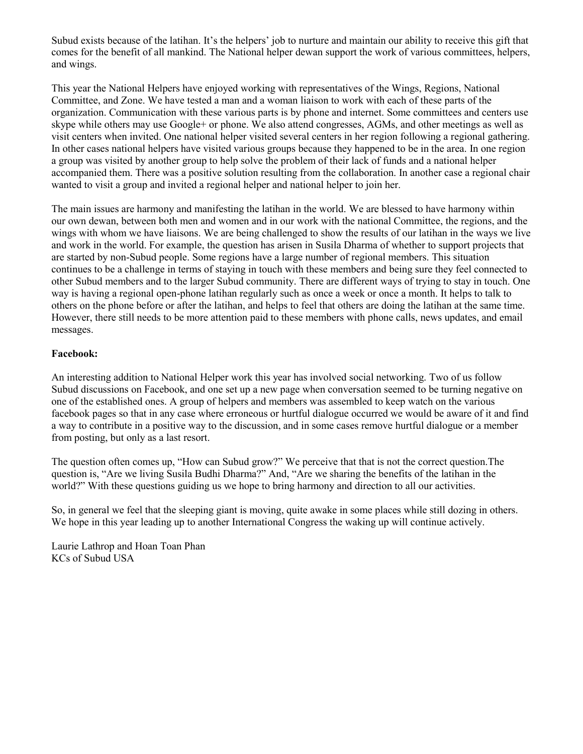Subud exists because of the latihan. It's the helpers' job to nurture and maintain our ability to receive this gift that comes for the benefit of all mankind. The National helper dewan support the work of various committees, helpers, and wings.

This year the National Helpers have enjoyed working with representatives of the Wings, Regions, National Committee, and Zone. We have tested a man and a woman liaison to work with each of these parts of the organization. Communication with these various parts is by phone and internet. Some committees and centers use skype while others may use Google+ or phone. We also attend congresses, AGMs, and other meetings as well as visit centers when invited. One national helper visited several centers in her region following a regional gathering. In other cases national helpers have visited various groups because they happened to be in the area. In one region a group was visited by another group to help solve the problem of their lack of funds and a national helper accompanied them. There was a positive solution resulting from the collaboration. In another case a regional chair wanted to visit a group and invited a regional helper and national helper to join her.

The main issues are harmony and manifesting the latihan in the world. We are blessed to have harmony within our own dewan, between both men and women and in our work with the national Committee, the regions, and the wings with whom we have liaisons. We are being challenged to show the results of our latihan in the ways we live and work in the world. For example, the question has arisen in Susila Dharma of whether to support projects that are started by non-Subud people. Some regions have a large number of regional members. This situation continues to be a challenge in terms of staying in touch with these members and being sure they feel connected to other Subud members and to the larger Subud community. There are different ways of trying to stay in touch. One way is having a regional open-phone latihan regularly such as once a week or once a month. It helps to talk to others on the phone before or after the latihan, and helps to feel that others are doing the latihan at the same time. However, there still needs to be more attention paid to these members with phone calls, news updates, and email messages.

**Facebook:**

An interesting addition to National Helper work this year has involved social networking. Two of us follow Subud discussions on Facebook, and one set up a new page when conversation seemed to be turning negative on one of the established ones. A group of helpers and members was assembled to keep watch on the various facebook pages so that in any case where erroneous or hurtful dialogue occurred we would be aware of it and find a way to contribute in a positive way to the discussion, and in some cases remove hurtful dialogue or a member from posting, but only as a last resort.

The question often comes up, "How can Subud grow?" We perceive that that is not the correct question.The question is, "Are we living Susila Budhi Dharma?" And, "Are we sharing the benefits of the latihan in the world?" With these questions guiding us we hope to bring harmony and direction to all our activities.

So, in general we feel that the sleeping giant is moving, quite awake in some places while still dozing in others. We hope in this year leading up to another International Congress the waking up will continue actively.

Laurie Lathrop and Hoan Toan Phan
KCs of Subud USA